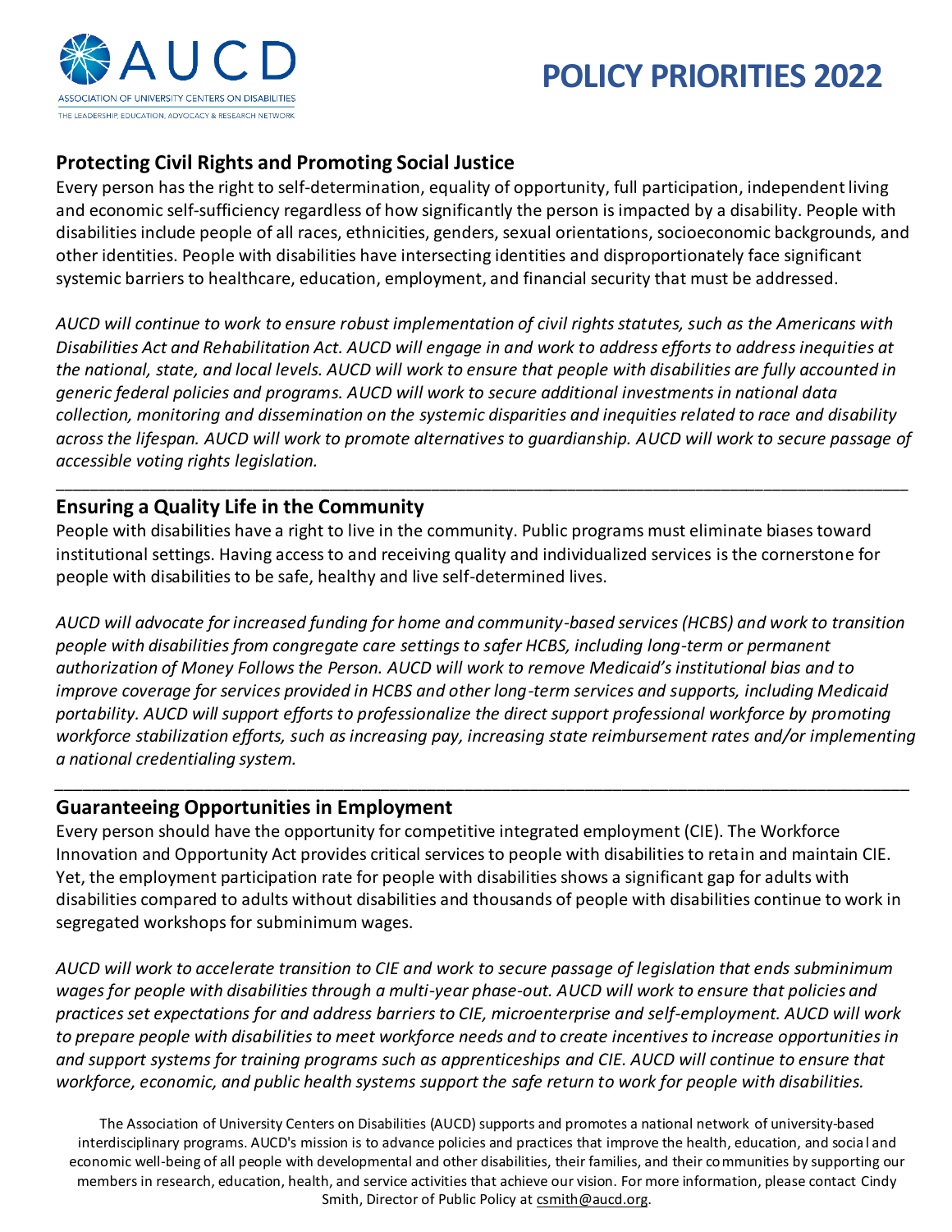AUCD

ASSOCIATION OF UNIVERSITY CENTERS ON DISABILITIES

THE LEADERSHIP, EDUCATION, ADVOCACY & RESEARCH NETWORK

# POLICY PRIORITIES 2022

## Protecting Civil Rights and Promoting Social Justice

Every person has the right to self-determination, equality of opportunity, full participation, independent living and economic self-sufficiency regardless of how significantly the person is impacted by a disability. People with disabilities include people of all races, ethnicities, genders, sexual orientations, socioeconomic backgrounds, and other identities. People with disabilities have intersecting identities and disproportionately face significant systemic barriers to healthcare, education, employment, and financial security that must be addressed.

*AUCD will continue to work to ensure robust implementation of civil rights statutes, such as the Americans with Disabilities Act and Rehabilitation Act. AUCD will engage in and work to address efforts to address inequities at the national, state, and local levels. AUCD will work to ensure that people with disabilities are fully accounted in generic federal policies and programs. AUCD will work to secure additional investments in national data collection, monitoring and dissemination on the systemic disparities and inequities related to race and disability across the lifespan. AUCD will work to promote alternatives to guardianship. AUCD will work to secure passage of accessible voting rights legislation.*

---

## Ensuring a Quality Life in the Community

People with disabilities have a right to live in the community. Public programs must eliminate biases toward institutional settings. Having access to and receiving quality and individualized services is the cornerstone for people with disabilities to be safe, healthy and live self-determined lives.

*AUCD will advocate for increased funding for home and community-based services (HCBS) and work to transition people with disabilities from congregate care settings to safer HCBS, including long-term or permanent authorization of Money Follows the Person. AUCD will work to remove Medicaid's institutional bias and to improve coverage for services provided in HCBS and other long-term services and supports, including Medicaid portability. AUCD will support efforts to professionalize the direct support professional workforce by promoting workforce stabilization efforts, such as increasing pay, increasing state reimbursement rates and/or implementing a national credentialing system.*

---

## Guaranteeing Opportunities in Employment

Every person should have the opportunity for competitive integrated employment (CIE). The Workforce Innovation and Opportunity Act provides critical services to people with disabilities to retain and maintain CIE. Yet, the employment participation rate for people with disabilities shows a significant gap for adults with disabilities compared to adults without disabilities and thousands of people with disabilities continue to work in segregated workshops for subminimum wages.

*AUCD will work to accelerate transition to CIE and work to secure passage of legislation that ends subminimum wages for people with disabilities through a multi-year phase-out. AUCD will work to ensure that policies and practices set expectations for and address barriers to CIE, microenterprise and self-employment. AUCD will work to prepare people with disabilities to meet workforce needs and to create incentives to increase opportunities in and support systems for training programs such as apprenticeships and CIE. AUCD will continue to ensure that workforce, economic, and public health systems support the safe return to work for people with disabilities.*

The Association of University Centers on Disabilities (AUCD) supports and promotes a national network of university-based interdisciplinary programs. AUCD's mission is to advance policies and practices that improve the health, education, and social and economic well-being of all people with developmental and other disabilities, their families, and their communities by supporting our members in research, education, health, and service activities that achieve our vision. For more information, please contact Cindy Smith, Director of Public Policy at csmith@aucd.org.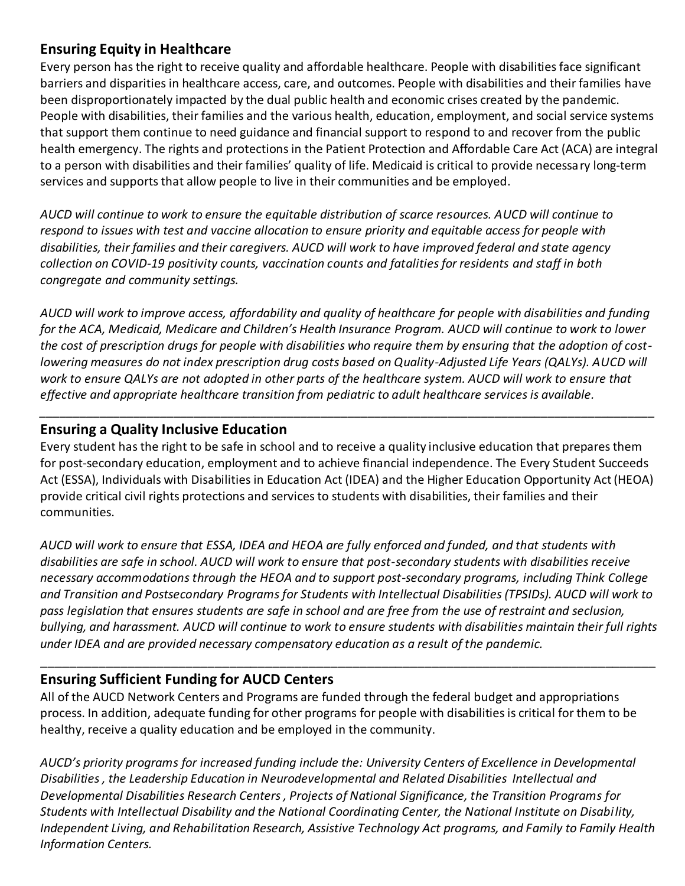## Ensuring Equity in Healthcare

Every person has the right to receive quality and affordable healthcare. People with disabilities face significant barriers and disparities in healthcare access, care, and outcomes. People with disabilities and their families have been disproportionately impacted by the dual public health and economic crises created by the pandemic. People with disabilities, their families and the various health, education, employment, and social service systems that support them continue to need guidance and financial support to respond to and recover from the public health emergency. The rights and protections in the Patient Protection and Affordable Care Act (ACA) are integral to a person with disabilities and their families' quality of life. Medicaid is critical to provide necessary long-term services and supports that allow people to live in their communities and be employed.

*AUCD will continue to work to ensure the equitable distribution of scarce resources. AUCD will continue to respond to issues with test and vaccine allocation to ensure priority and equitable access for people with disabilities, their families and their caregivers. AUCD will work to have improved federal and state agency collection on COVID-19 positivity counts, vaccination counts and fatalities for residents and staff in both congregate and community settings.*

*AUCD will work to improve access, affordability and quality of healthcare for people with disabilities and funding for the ACA, Medicaid, Medicare and Children's Health Insurance Program. AUCD will continue to work to lower the cost of prescription drugs for people with disabilities who require them by ensuring that the adoption of cost-lowering measures do not index prescription drug costs based on Quality-Adjusted Life Years (QALYs). AUCD will work to ensure QALYs are not adopted in other parts of the healthcare system. AUCD will work to ensure that effective and appropriate healthcare transition from pediatric to adult healthcare services is available.*

---

## Ensuring a Quality Inclusive Education

Every student has the right to be safe in school and to receive a quality inclusive education that prepares them for post-secondary education, employment and to achieve financial independence. The Every Student Succeeds Act (ESSA), Individuals with Disabilities in Education Act (IDEA) and the Higher Education Opportunity Act (HEOA) provide critical civil rights protections and services to students with disabilities, their families and their communities.

*AUCD will work to ensure that ESSA, IDEA and HEOA are fully enforced and funded, and that students with disabilities are safe in school. AUCD will work to ensure that post-secondary students with disabilities receive necessary accommodations through the HEOA and to support post-secondary programs, including Think College and Transition and Postsecondary Programs for Students with Intellectual Disabilities (TPSIDs). AUCD will work to pass legislation that ensures students are safe in school and are free from the use of restraint and seclusion, bullying, and harassment. AUCD will continue to work to ensure students with disabilities maintain their full rights under IDEA and are provided necessary compensatory education as a result of the pandemic.*

---

## Ensuring Sufficient Funding for AUCD Centers

All of the AUCD Network Centers and Programs are funded through the federal budget and appropriations process. In addition, adequate funding for other programs for people with disabilities is critical for them to be healthy, receive a quality education and be employed in the community.

*AUCD's priority programs for increased funding include the: University Centers of Excellence in Developmental Disabilities , the Leadership Education in Neurodevelopmental and Related Disabilities Intellectual and Developmental Disabilities Research Centers , Projects of National Significance, the Transition Programs for Students with Intellectual Disability and the National Coordinating Center, the National Institute on Disability, Independent Living, and Rehabilitation Research, Assistive Technology Act programs, and Family to Family Health Information Centers.*